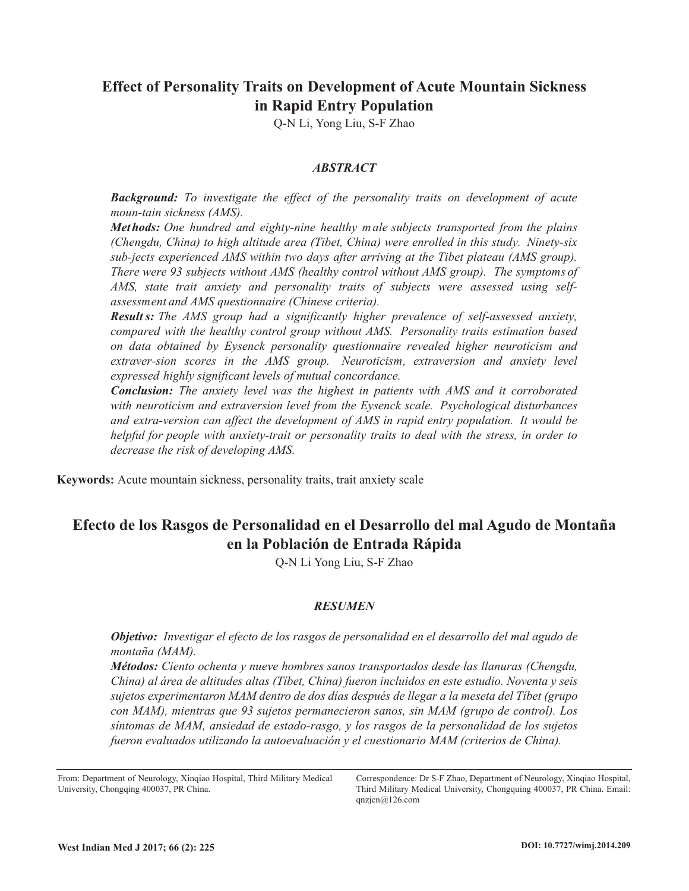# Effect of Personality Traits on Development of Acute Mountain Sickness in Rapid Entry Population

Q-N Li, Yong Liu, S-F Zhao

## *ABSTRACT*

***Background:*** *To investigate the effect of the personality traits on development of acute moun-tain sickness (AMS).*

***Methods:*** *One hundred and eighty-nine healthy male subjects transported from the plains (Chengdu, China) to high altitude area (Tibet, China) were enrolled in this study. Ninety-six sub-jects experienced AMS within two days after arriving at the Tibet plateau (AMS group). There were 93 subjects without AMS (healthy control without AMS group). The symptoms of AMS, state trait anxiety and personality traits of subjects were assessed using self-assessment and AMS questionnaire (Chinese criteria).*

***Results:*** *The AMS group had a significantly higher prevalence of self-assessed anxiety, compared with the healthy control group without AMS. Personality traits estimation based on data obtained by Eysenck personality questionnaire revealed higher neuroticism and extraver-sion scores in the AMS group. Neuroticism, extraversion and anxiety level expressed highly significant levels of mutual concordance.*

***Conclusion:*** *The anxiety level was the highest in patients with AMS and it corroborated with neuroticism and extraversion level from the Eysenck scale. Psychological disturbances and extra-version can affect the development of AMS in rapid entry population. It would be helpful for people with anxiety-trait or personality traits to deal with the stress, in order to decrease the risk of developing AMS.*

**Keywords:** Acute mountain sickness, personality traits, trait anxiety scale

# Efecto de los Rasgos de Personalidad en el Desarrollo del mal Agudo de Montaña en la Población de Entrada Rápida

Q-N Li Yong Liu, S-F Zhao

## *RESUMEN*

***Objetivo:*** *Investigar el efecto de los rasgos de personalidad en el desarrollo del mal agudo de montaña (MAM).*

***Métodos:*** *Ciento ochenta y nueve hombres sanos transportados desde las llanuras (Chengdu, China) al área de altitudes altas (Tíbet, China) fueron incluidos en este estudio. Noventa y seis sujetos experimentaron MAM dentro de dos días después de llegar a la meseta del Tíbet (grupo con MAM), mientras que 93 sujetos permanecieron sanos, sin MAM (grupo de control). Los síntomas de MAM, ansiedad de estado-rasgo, y los rasgos de la personalidad de los sujetos fueron evaluados utilizando la autoevaluación y el cuestionario MAM (criterios de China).*

From: Department of Neurology, Xinqiao Hospital, Third Military Medical University, Chongqing 400037, PR China.

Correspondence: Dr S-F Zhao, Department of Neurology, Xinqiao Hospital, Third Military Medical University, Chongquing 400037, PR China. Email: qnzjcn@126.com

West Indian Med J 2017; 66 (2): 225

DOI: 10.7727/wimj.2014.209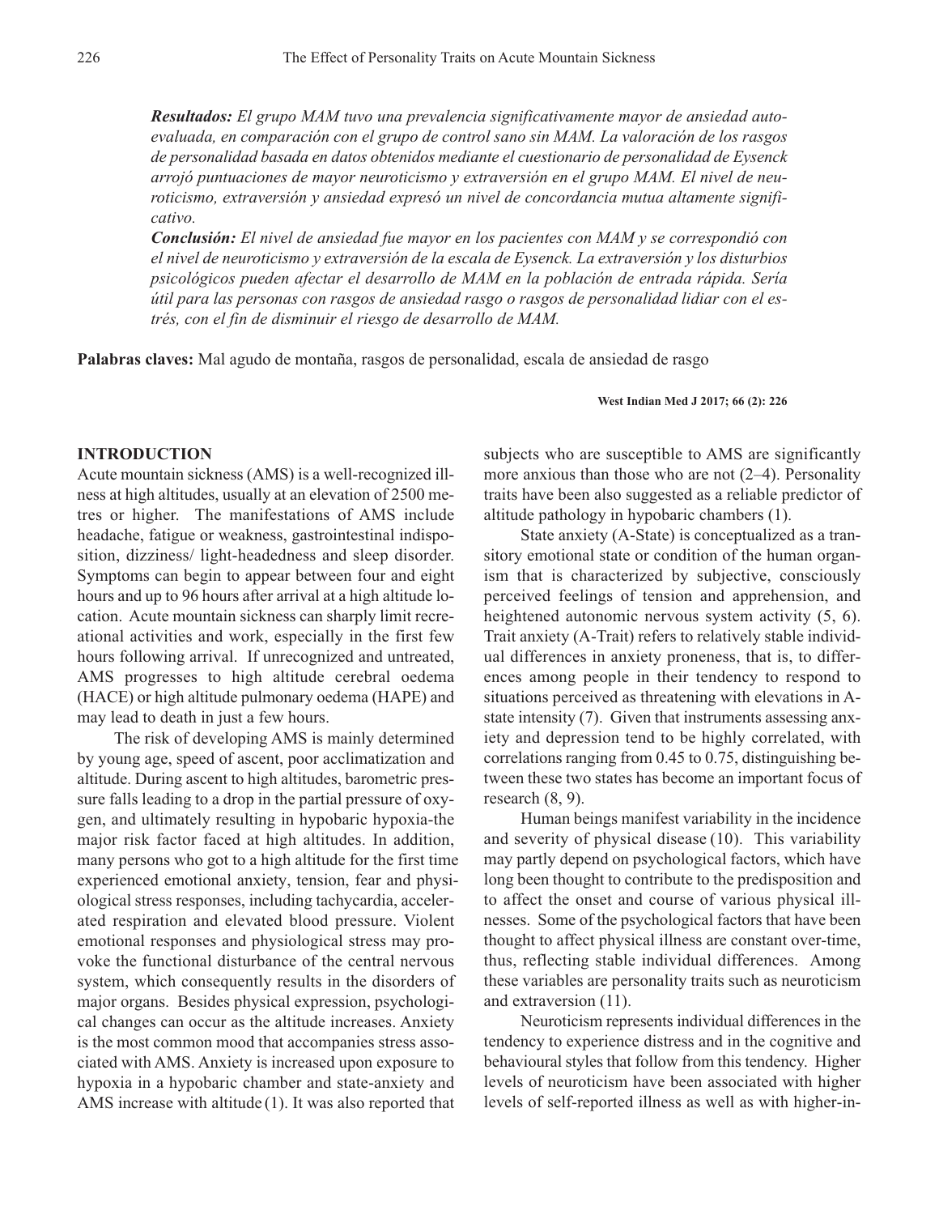***Resultados:*** *El grupo MAM tuvo una prevalencia significativamente mayor de ansiedad autoevaluada, en comparación con el grupo de control sano sin MAM. La valoración de los rasgos de personalidad basada en datos obtenidos mediante el cuestionario de personalidad de Eysenck arrojó puntuaciones de mayor neuroticismo y extraversión en el grupo MAM. El nivel de neuroticismo, extraversión y ansiedad expresó un nivel de concordancia mutua altamente significativo.*

***Conclusión:*** *El nivel de ansiedad fue mayor en los pacientes con MAM y se correspondió con el nivel de neuroticismo y extraversión de la escala de Eysenck. La extraversión y los disturbios psicológicos pueden afectar el desarrollo de MAM en la población de entrada rápida. Sería útil para las personas con rasgos de ansiedad rasgo o rasgos de personalidad lidiar con el estrés, con el fin de disminuir el riesgo de desarrollo de MAM.*

**Palabras claves:** Mal agudo de montaña, rasgos de personalidad, escala de ansiedad de rasgo

**West Indian Med J 2017; 66 (2): 226**

## INTRODUCTION

Acute mountain sickness (AMS) is a well-recognized illness at high altitudes, usually at an elevation of 2500 metres or higher. The manifestations of AMS include headache, fatigue or weakness, gastrointestinal indisposition, dizziness/ light-headedness and sleep disorder. Symptoms can begin to appear between four and eight hours and up to 96 hours after arrival at a high altitude location. Acute mountain sickness can sharply limit recreational activities and work, especially in the first few hours following arrival. If unrecognized and untreated, AMS progresses to high altitude cerebral oedema (HACE) or high altitude pulmonary oedema (HAPE) and may lead to death in just a few hours.

The risk of developing AMS is mainly determined by young age, speed of ascent, poor acclimatization and altitude. During ascent to high altitudes, barometric pressure falls leading to a drop in the partial pressure of oxygen, and ultimately resulting in hypobaric hypoxia-the major risk factor faced at high altitudes. In addition, many persons who got to a high altitude for the first time experienced emotional anxiety, tension, fear and physiological stress responses, including tachycardia, accelerated respiration and elevated blood pressure. Violent emotional responses and physiological stress may provoke the functional disturbance of the central nervous system, which consequently results in the disorders of major organs. Besides physical expression, psychological changes can occur as the altitude increases. Anxiety is the most common mood that accompanies stress associated with AMS. Anxiety is increased upon exposure to hypoxia in a hypobaric chamber and state-anxiety and AMS increase with altitude (1). It was also reported that subjects who are susceptible to AMS are significantly more anxious than those who are not (2–4). Personality traits have been also suggested as a reliable predictor of altitude pathology in hypobaric chambers (1).

State anxiety (A-State) is conceptualized as a transitory emotional state or condition of the human organism that is characterized by subjective, consciously perceived feelings of tension and apprehension, and heightened autonomic nervous system activity (5, 6). Trait anxiety (A-Trait) refers to relatively stable individual differences in anxiety proneness, that is, to differences among people in their tendency to respond to situations perceived as threatening with elevations in A-state intensity (7). Given that instruments assessing anxiety and depression tend to be highly correlated, with correlations ranging from 0.45 to 0.75, distinguishing between these two states has become an important focus of research (8, 9).

Human beings manifest variability in the incidence and severity of physical disease (10). This variability may partly depend on psychological factors, which have long been thought to contribute to the predisposition and to affect the onset and course of various physical illnesses. Some of the psychological factors that have been thought to affect physical illness are constant over-time, thus, reflecting stable individual differences. Among these variables are personality traits such as neuroticism and extraversion (11).

Neuroticism represents individual differences in the tendency to experience distress and in the cognitive and behavioural styles that follow from this tendency. Higher levels of neuroticism have been associated with higher levels of self-reported illness as well as with higher-in-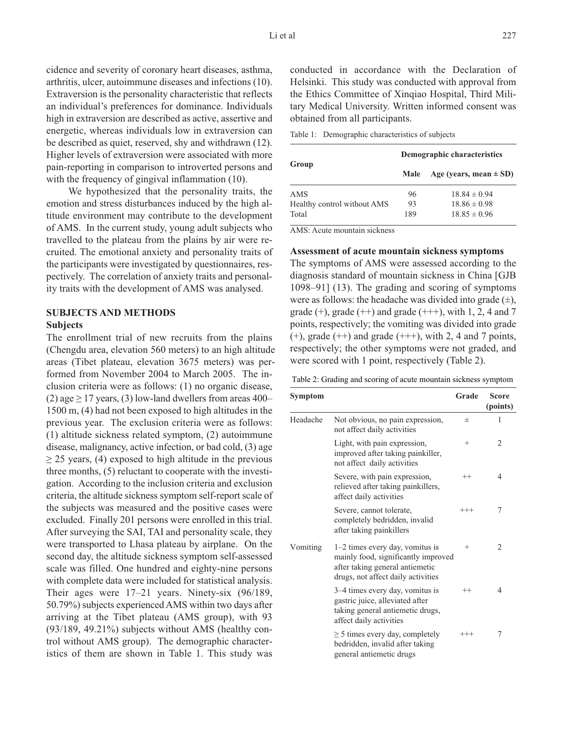cidence and severity of coronary heart diseases, asthma, arthritis, ulcer, autoimmune diseases and infections (10). Extraversion is the personality characteristic that reflects an individual's preferences for dominance. Individuals high in extraversion are described as active, assertive and energetic, whereas individuals low in extraversion can be described as quiet, reserved, shy and withdrawn (12). Higher levels of extraversion were associated with more pain-reporting in comparison to introverted persons and with the frequency of gingival inflammation (10).

We hypothesized that the personality traits, the emotion and stress disturbances induced by the high altitude environment may contribute to the development of AMS. In the current study, young adult subjects who travelled to the plateau from the plains by air were recruited. The emotional anxiety and personality traits of the participants were investigated by questionnaires, respectively. The correlation of anxiety traits and personality traits with the development of AMS was analysed.

## SUBJECTS AND METHODS

### Subjects

The enrollment trial of new recruits from the plains (Chengdu area, elevation 560 meters) to an high altitude areas (Tibet plateau, elevation 3675 meters) was performed from November 2004 to March 2005. The inclusion criteria were as follows: (1) no organic disease, (2) age ≥ 17 years, (3) low-land dwellers from areas 400–1500 m, (4) had not been exposed to high altitudes in the previous year. The exclusion criteria were as follows: (1) altitude sickness related symptom, (2) autoimmune disease, malignancy, active infection, or bad cold, (3) age ≥ 25 years, (4) exposed to high altitude in the previous three months, (5) reluctant to cooperate with the investigation. According to the inclusion criteria and exclusion criteria, the altitude sickness symptom self-report scale of the subjects was measured and the positive cases were excluded. Finally 201 persons were enrolled in this trial. After surveying the SAI, TAI and personality scale, they were transported to Lhasa plateau by airplane. On the second day, the altitude sickness symptom self-assessed scale was filled. One hundred and eighty-nine persons with complete data were included for statistical analysis. Their ages were 17–21 years. Ninety-six (96/189, 50.79%) subjects experienced AMS within two days after arriving at the Tibet plateau (AMS group), with 93 (93/189, 49.21%) subjects without AMS (healthy control without AMS group). The demographic characteristics of them are shown in Table 1. This study was conducted in accordance with the Declaration of Helsinki. This study was conducted with approval from the Ethics Committee of Xinqiao Hospital, Third Military Medical University. Written informed consent was obtained from all participants.

Table 1: Demographic characteristics of subjects

| Group | Demographic characteristics | |
|---|---|---|
| | **Male** | **Age (years, mean ± SD)** |
| AMS | 96 | 18.84 ± 0.94 |
| Healthy control without AMS | 93 | 18.86 ± 0.98 |
| Total | 189 | 18.85 ± 0.96 |

AMS: Acute mountain sickness

### Assessment of acute mountain sickness symptoms

The symptoms of AMS were assessed according to the diagnosis standard of mountain sickness in China [GJB 1098–91] (13). The grading and scoring of symptoms were as follows: the headache was divided into grade (±), grade (+), grade (++) and grade (+++), with 1, 2, 4 and 7 points, respectively; the vomiting was divided into grade (+), grade (++) and grade (+++), with 2, 4 and 7 points, respectively; the other symptoms were not graded, and were scored with 1 point, respectively (Table 2).

Table 2: Grading and scoring of acute mountain sickness symptom

| Symptom | | Grade | Score (points) |
|---|---|---|---|
| Headache | Not obvious, no pain expression, not affect daily activities | ± | 1 |
| | Light, with pain expression, improved after taking painkiller, not affect daily activities | + | 2 |
| | Severe, with pain expression, relieved after taking painkillers, affect daily activities | ++ | 4 |
| | Severe, cannot tolerate, completely bedridden, invalid after taking painkillers | +++ | 7 |
| Vomiting | 1–2 times every day, vomitus is mainly food, significantly improved after taking general antiemetic drugs, not affect daily activities | + | 2 |
| | 3–4 times every day, vomitus is gastric juice, alleviated after taking general antiemetic drugs, affect daily activities | ++ | 4 |
| | ≥ 5 times every day, completely bedridden, invalid after taking general antiemetic drugs | +++ | 7 |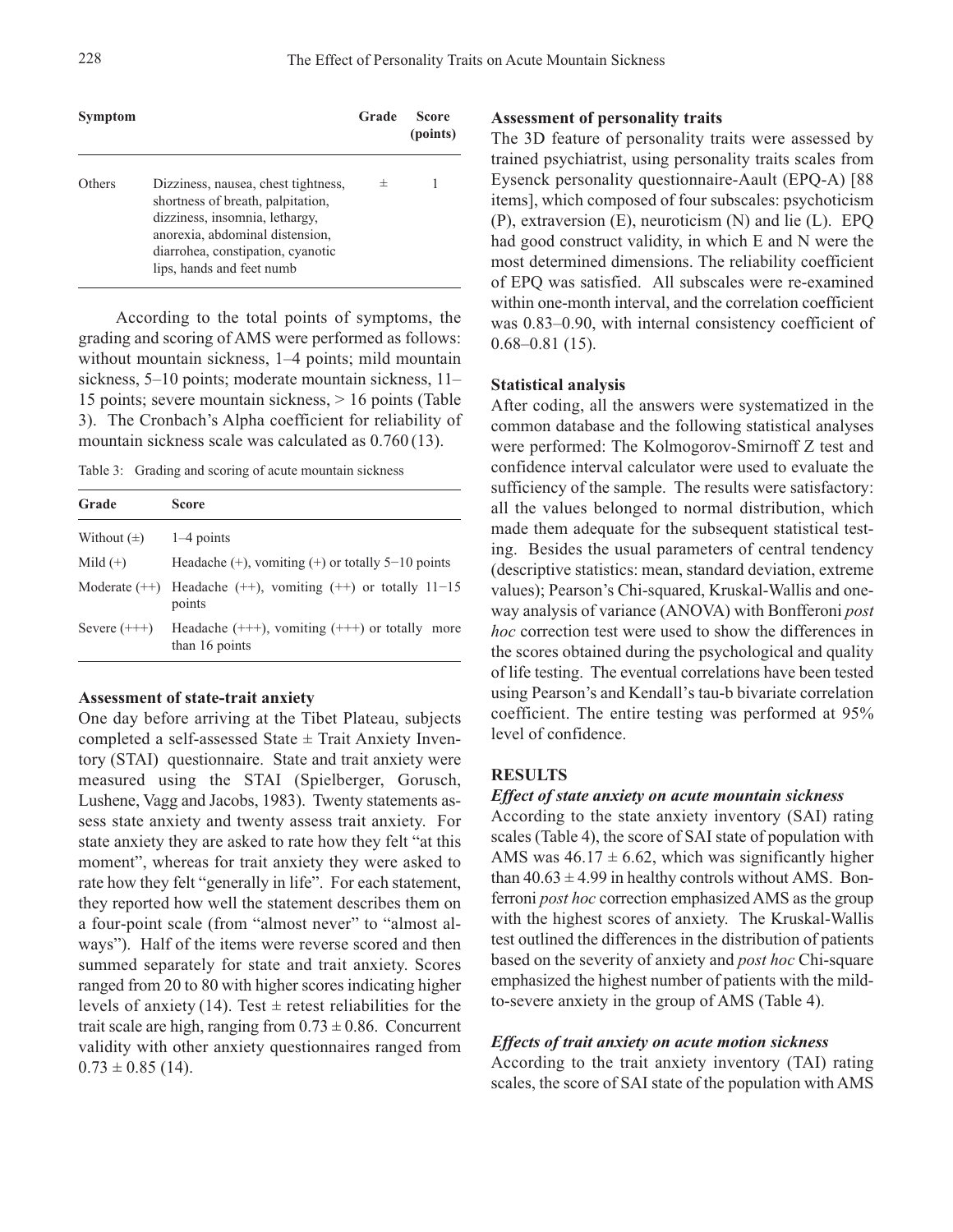| Symptom | | Grade | Score (points) |
|---|---|---|---|
| Others | Dizziness, nausea, chest tightness, shortness of breath, palpitation, dizziness, insomnia, lethargy, anorexia, abdominal distension, diarrohea, constipation, cyanotic lips, hands and feet numb | ± | 1 |

According to the total points of symptoms, the grading and scoring of AMS were performed as follows: without mountain sickness, 1–4 points; mild mountain sickness, 5–10 points; moderate mountain sickness, 11–15 points; severe mountain sickness, > 16 points (Table 3). The Cronbach's Alpha coefficient for reliability of mountain sickness scale was calculated as 0.760 (13).

Table 3: Grading and scoring of acute mountain sickness

| Grade | Score |
|---|---|
| Without (±) | 1–4 points |
| Mild (+) | Headache (+), vomiting (+) or totally 5−10 points |
| Moderate (++) | Headache (++), vomiting (++) or totally 11−15 points |
| Severe (+++) | Headache (+++), vomiting (+++) or totally more than 16 points |

### Assessment of state-trait anxiety

One day before arriving at the Tibet Plateau, subjects completed a self-assessed State ± Trait Anxiety Inventory (STAI) questionnaire. State and trait anxiety were measured using the STAI (Spielberger, Gorusch, Lushene, Vagg and Jacobs, 1983). Twenty statements assess state anxiety and twenty assess trait anxiety. For state anxiety they are asked to rate how they felt "at this moment", whereas for trait anxiety they were asked to rate how they felt "generally in life". For each statement, they reported how well the statement describes them on a four-point scale (from "almost never" to "almost always"). Half of the items were reverse scored and then summed separately for state and trait anxiety. Scores ranged from 20 to 80 with higher scores indicating higher levels of anxiety (14). Test ± retest reliabilities for the trait scale are high, ranging from 0.73 ± 0.86. Concurrent validity with other anxiety questionnaires ranged from 0.73 ± 0.85 (14).

### Assessment of personality traits

The 3D feature of personality traits were assessed by trained psychiatrist, using personality traits scales from Eysenck personality questionnaire-Aault (EPQ-A) [88 items], which composed of four subscales: psychoticism (P), extraversion (E), neuroticism (N) and lie (L). EPQ had good construct validity, in which E and N were the most determined dimensions. The reliability coefficient of EPQ was satisfied. All subscales were re-examined within one-month interval, and the correlation coefficient was 0.83–0.90, with internal consistency coefficient of 0.68–0.81 (15).

### Statistical analysis

After coding, all the answers were systematized in the common database and the following statistical analyses were performed: The Kolmogorov-Smirnoff Z test and confidence interval calculator were used to evaluate the sufficiency of the sample. The results were satisfactory: all the values belonged to normal distribution, which made them adequate for the subsequent statistical testing. Besides the usual parameters of central tendency (descriptive statistics: mean, standard deviation, extreme values); Pearson's Chi-squared, Kruskal-Wallis and one-way analysis of variance (ANOVA) with Bonfferoni *post hoc* correction test were used to show the differences in the scores obtained during the psychological and quality of life testing. The eventual correlations have been tested using Pearson's and Kendall's tau-b bivariate correlation coefficient. The entire testing was performed at 95% level of confidence.

## RESULTS

### *Effect of state anxiety on acute mountain sickness*

According to the state anxiety inventory (SAI) rating scales (Table 4), the score of SAI state of population with AMS was 46.17 ± 6.62, which was significantly higher than 40.63 ± 4.99 in healthy controls without AMS. Bonferroni *post hoc* correction emphasized AMS as the group with the highest scores of anxiety. The Kruskal-Wallis test outlined the differences in the distribution of patients based on the severity of anxiety and *post hoc* Chi-square emphasized the highest number of patients with the mild-to-severe anxiety in the group of AMS (Table 4).

### *Effects of trait anxiety on acute motion sickness*

According to the trait anxiety inventory (TAI) rating scales, the score of SAI state of the population with AMS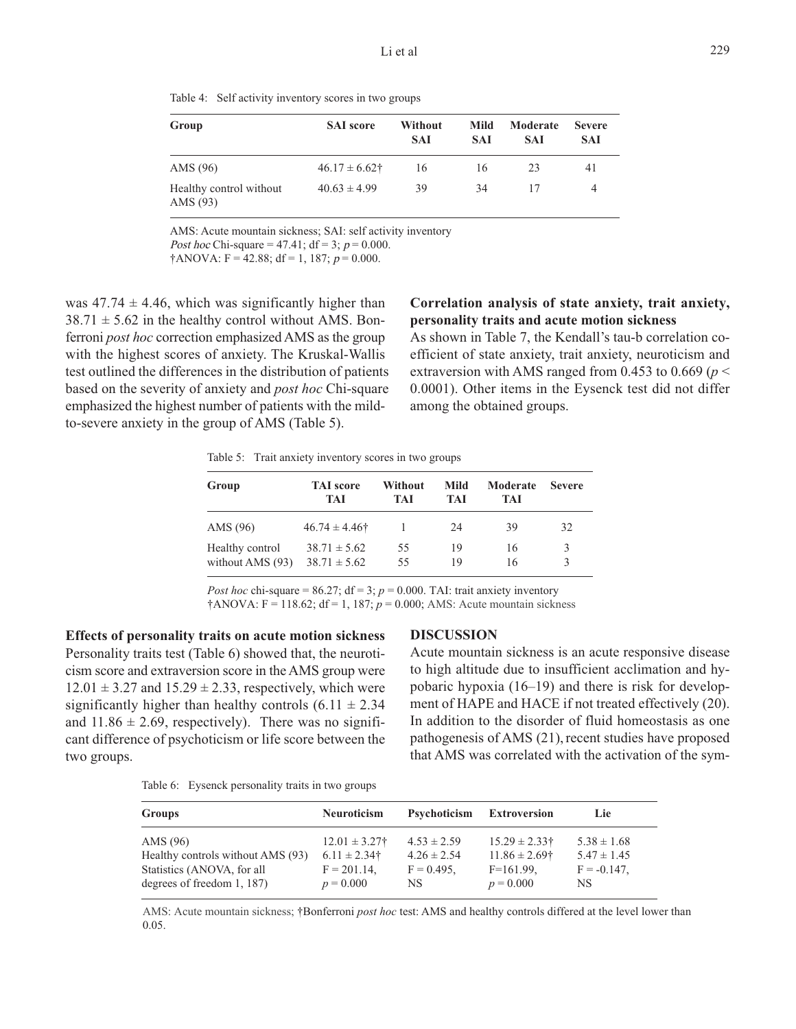Table 4: Self activity inventory scores in two groups

| Group | SAI score | Without SAI | Mild SAI | Moderate SAI | Severe SAI |
|---|---|---|---|---|---|
| AMS (96) | 46.17 ± 6.62† | 16 | 16 | 23 | 41 |
| Healthy control without AMS (93) | 40.63 ± 4.99 | 39 | 34 | 17 | 4 |

AMS: Acute mountain sickness; SAI: self activity inventory
*Post hoc* Chi-square = 47.41; df = 3; $p = 0.000$.
†ANOVA: F = 42.88; df = 1, 187; $p = 0.000$.

was 47.74 ± 4.46, which was significantly higher than 38.71 ± 5.62 in the healthy control without AMS. Bonferroni *post hoc* correction emphasized AMS as the group with the highest scores of anxiety. The Kruskal-Wallis test outlined the differences in the distribution of patients based on the severity of anxiety and *post hoc* Chi-square emphasized the highest number of patients with the mild-to-severe anxiety in the group of AMS (Table 5).

**Correlation analysis of state anxiety, trait anxiety, personality traits and acute motion sickness**
As shown in Table 7, the Kendall's tau-b correlation coefficient of state anxiety, trait anxiety, neuroticism and extraversion with AMS ranged from 0.453 to 0.669 ($p < 0.0001$). Other items in the Eysenck test did not differ among the obtained groups.

Table 5: Trait anxiety inventory scores in two groups

| Group | TAI score TAI | Without TAI | Mild TAI | Moderate TAI | Severe |
|---|---|---|---|---|---|
| AMS (96) | 46.74 ± 4.46† | 1 | 24 | 39 | 32 |
| Healthy control | 38.71 ± 5.62 | 55 | 19 | 16 | 3 |
| without AMS (93) | 38.71 ± 5.62 | 55 | 19 | 16 | 3 |

*Post hoc* chi-square = 86.27; df = 3; $p = 0.000$. TAI: trait anxiety inventory
†ANOVA: F = 118.62; df = 1, 187; $p = 0.000$; AMS: Acute mountain sickness

**Effects of personality traits on acute motion sickness**
Personality traits test (Table 6) showed that, the neuroticism score and extraversion score in the AMS group were 12.01 ± 3.27 and 15.29 ± 2.33, respectively, which were significantly higher than healthy controls (6.11 ± 2.34 and 11.86 ± 2.69, respectively). There was no significant difference of psychoticism or life score between the two groups.

## DISCUSSION

Acute mountain sickness is an acute responsive disease to high altitude due to insufficient acclimation and hypobaric hypoxia (16–19) and there is risk for development of HAPE and HACE if not treated effectively (20). In addition to the disorder of fluid homeostasis as one pathogenesis of AMS (21), recent studies have proposed that AMS was correlated with the activation of the sym-

Table 6: Eysenck personality traits in two groups

| Groups | Neuroticism | Psychoticism | Extroversion | Lie |
|---|---|---|---|---|
| AMS (96) | 12.01 ± 3.27† | 4.53 ± 2.59 | 15.29 ± 2.33† | 5.38 ± 1.68 |
| Healthy controls without AMS (93) | 6.11 ± 2.34† | 4.26 ± 2.54 | 11.86 ± 2.69† | 5.47 ± 1.45 |
| Statistics (ANOVA, for all | F = 201.14, | F = 0.495, | F=161.99, | F = -0.147, |
| degrees of freedom 1, 187) | $p = 0.000$ | NS | $p = 0.000$ | NS |

AMS: Acute mountain sickness; †Bonferroni *post hoc* test: AMS and healthy controls differed at the level lower than 0.05.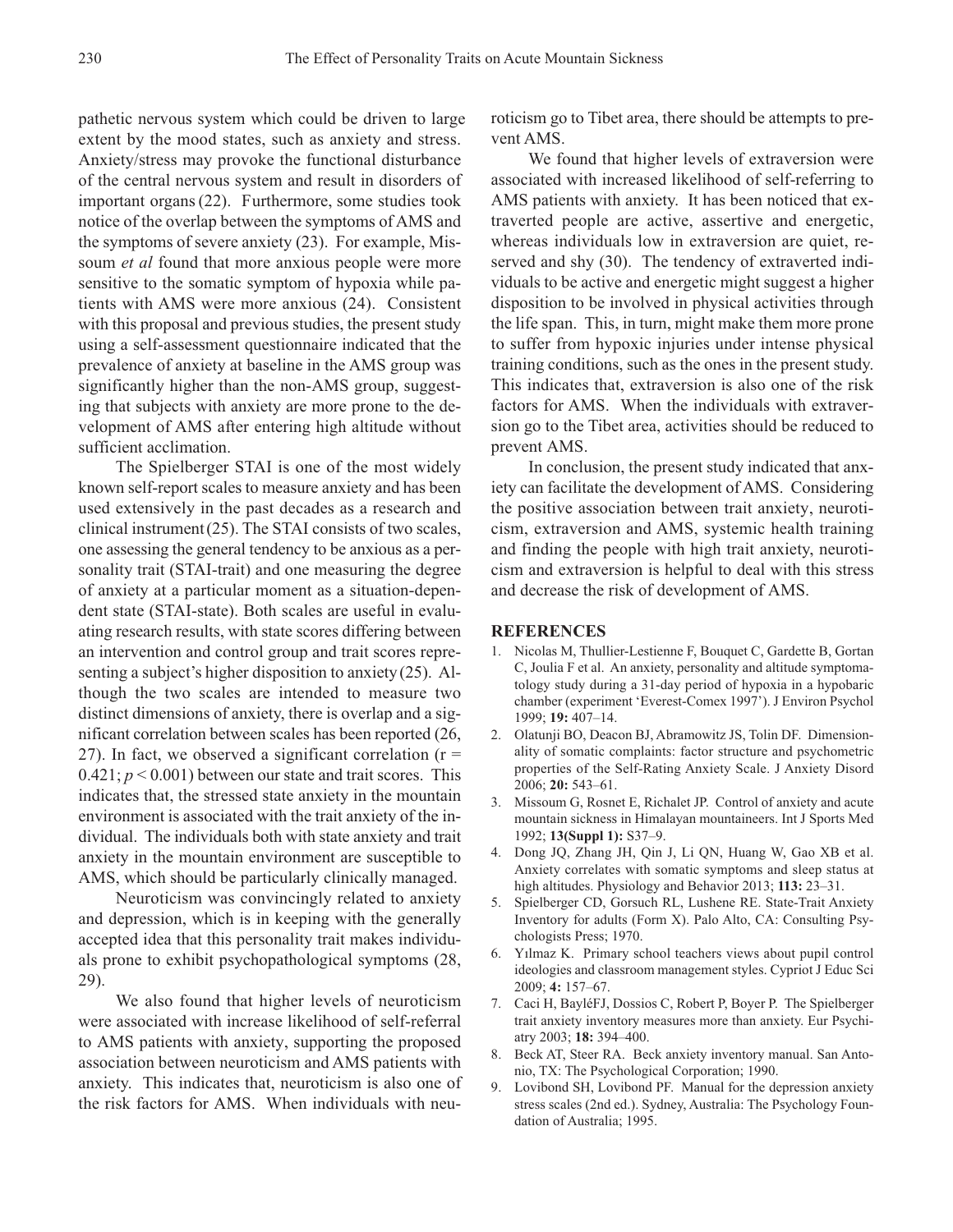pathetic nervous system which could be driven to large extent by the mood states, such as anxiety and stress. Anxiety/stress may provoke the functional disturbance of the central nervous system and result in disorders of important organs (22). Furthermore, some studies took notice of the overlap between the symptoms of AMS and the symptoms of severe anxiety (23). For example, Missoum *et al* found that more anxious people were more sensitive to the somatic symptom of hypoxia while patients with AMS were more anxious (24). Consistent with this proposal and previous studies, the present study using a self-assessment questionnaire indicated that the prevalence of anxiety at baseline in the AMS group was significantly higher than the non-AMS group, suggesting that subjects with anxiety are more prone to the development of AMS after entering high altitude without sufficient acclimation.

The Spielberger STAI is one of the most widely known self-report scales to measure anxiety and has been used extensively in the past decades as a research and clinical instrument (25). The STAI consists of two scales, one assessing the general tendency to be anxious as a personality trait (STAI-trait) and one measuring the degree of anxiety at a particular moment as a situation-dependent state (STAI-state). Both scales are useful in evaluating research results, with state scores differing between an intervention and control group and trait scores representing a subject's higher disposition to anxiety (25). Although the two scales are intended to measure two distinct dimensions of anxiety, there is overlap and a significant correlation between scales has been reported (26, 27). In fact, we observed a significant correlation ($r = 0.421$; $p < 0.001$) between our state and trait scores. This indicates that, the stressed state anxiety in the mountain environment is associated with the trait anxiety of the individual. The individuals both with state anxiety and trait anxiety in the mountain environment are susceptible to AMS, which should be particularly clinically managed.

Neuroticism was convincingly related to anxiety and depression, which is in keeping with the generally accepted idea that this personality trait makes individuals prone to exhibit psychopathological symptoms (28, 29).

We also found that higher levels of neuroticism were associated with increase likelihood of self-referral to AMS patients with anxiety, supporting the proposed association between neuroticism and AMS patients with anxiety. This indicates that, neuroticism is also one of the risk factors for AMS. When individuals with neuroticism go to Tibet area, there should be attempts to prevent AMS.

We found that higher levels of extraversion were associated with increased likelihood of self-referring to AMS patients with anxiety. It has been noticed that extraverted people are active, assertive and energetic, whereas individuals low in extraversion are quiet, reserved and shy (30). The tendency of extraverted individuals to be active and energetic might suggest a higher disposition to be involved in physical activities through the life span. This, in turn, might make them more prone to suffer from hypoxic injuries under intense physical training conditions, such as the ones in the present study. This indicates that, extraversion is also one of the risk factors for AMS. When the individuals with extraversion go to the Tibet area, activities should be reduced to prevent AMS.

In conclusion, the present study indicated that anxiety can facilitate the development of AMS. Considering the positive association between trait anxiety, neuroticism, extraversion and AMS, systemic health training and finding the people with high trait anxiety, neuroticism and extraversion is helpful to deal with this stress and decrease the risk of development of AMS.

## REFERENCES

1. Nicolas M, Thullier-Lestienne F, Bouquet C, Gardette B, Gortan C, Joulia F et al. An anxiety, personality and altitude symptomatology study during a 31-day period of hypoxia in a hypobaric chamber (experiment 'Everest-Comex 1997'). J Environ Psychol 1999; **19:** 407–14.
2. Olatunji BO, Deacon BJ, Abramowitz JS, Tolin DF. Dimensionality of somatic complaints: factor structure and psychometric properties of the Self-Rating Anxiety Scale. J Anxiety Disord 2006; **20:** 543–61.
3. Missoum G, Rosnet E, Richalet JP. Control of anxiety and acute mountain sickness in Himalayan mountaineers. Int J Sports Med 1992; **13(Suppl 1):** S37–9.
4. Dong JQ, Zhang JH, Qin J, Li QN, Huang W, Gao XB et al. Anxiety correlates with somatic symptoms and sleep status at high altitudes. Physiology and Behavior 2013; **113:** 23–31.
5. Spielberger CD, Gorsuch RL, Lushene RE. State-Trait Anxiety Inventory for adults (Form X). Palo Alto, CA: Consulting Psychologists Press; 1970.
6. Yılmaz K. Primary school teachers views about pupil control ideologies and classroom management styles. Cypriot J Educ Sci 2009; **4:** 157–67.
7. Caci H, BayléFJ, Dossios C, Robert P, Boyer P. The Spielberger trait anxiety inventory measures more than anxiety. Eur Psychiatry 2003; **18:** 394–400.
8. Beck AT, Steer RA. Beck anxiety inventory manual. San Antonio, TX: The Psychological Corporation; 1990.
9. Lovibond SH, Lovibond PF. Manual for the depression anxiety stress scales (2nd ed.). Sydney, Australia: The Psychology Foundation of Australia; 1995.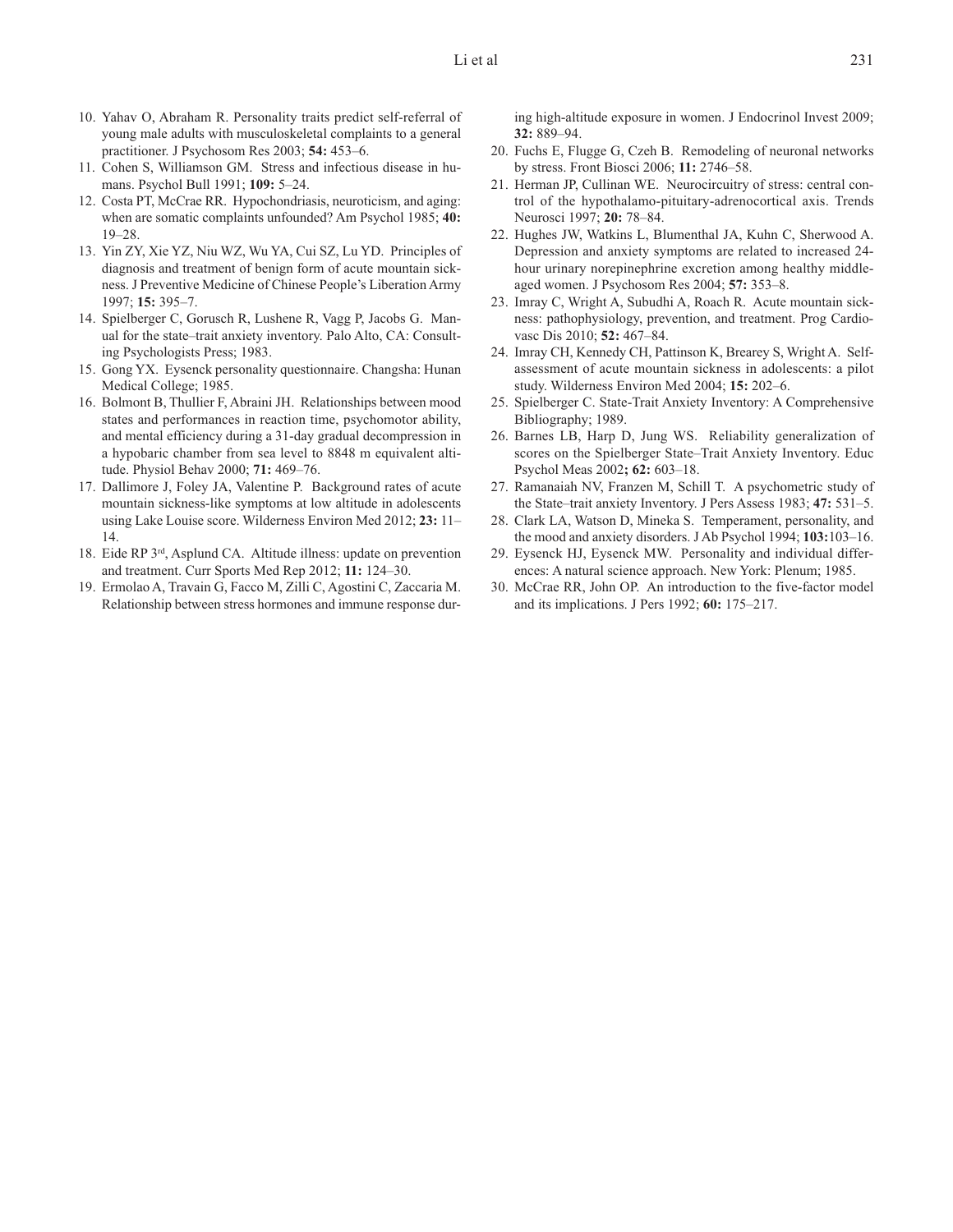10. Yahav O, Abraham R. Personality traits predict self-referral of young male adults with musculoskeletal complaints to a general practitioner. J Psychosom Res 2003; **54:** 453–6.
11. Cohen S, Williamson GM. Stress and infectious disease in humans. Psychol Bull 1991; **109:** 5–24.
12. Costa PT, McCrae RR. Hypochondriasis, neuroticism, and aging: when are somatic complaints unfounded? Am Psychol 1985; **40:** 19–28.
13. Yin ZY, Xie YZ, Niu WZ, Wu YA, Cui SZ, Lu YD. Principles of diagnosis and treatment of benign form of acute mountain sickness. J Preventive Medicine of Chinese People's Liberation Army 1997; **15:** 395–7.
14. Spielberger C, Gorusch R, Lushene R, Vagg P, Jacobs G. Manual for the state–trait anxiety inventory. Palo Alto, CA: Consulting Psychologists Press; 1983.
15. Gong YX. Eysenck personality questionnaire. Changsha: Hunan Medical College; 1985.
16. Bolmont B, Thullier F, Abraini JH. Relationships between mood states and performances in reaction time, psychomotor ability, and mental efficiency during a 31-day gradual decompression in a hypobaric chamber from sea level to 8848 m equivalent altitude. Physiol Behav 2000; **71:** 469–76.
17. Dallimore J, Foley JA, Valentine P. Background rates of acute mountain sickness-like symptoms at low altitude in adolescents using Lake Louise score. Wilderness Environ Med 2012; **23:** 11–14.
18. Eide RP 3rd, Asplund CA. Altitude illness: update on prevention and treatment. Curr Sports Med Rep 2012; **11:** 124–30.
19. Ermolao A, Travain G, Facco M, Zilli C, Agostini C, Zaccaria M. Relationship between stress hormones and immune response during high-altitude exposure in women. J Endocrinol Invest 2009; **32:** 889–94.
20. Fuchs E, Flugge G, Czeh B. Remodeling of neuronal networks by stress. Front Biosci 2006; **11:** 2746–58.
21. Herman JP, Cullinan WE. Neurocircuitry of stress: central control of the hypothalamo-pituitary-adrenocortical axis. Trends Neurosci 1997; **20:** 78–84.
22. Hughes JW, Watkins L, Blumenthal JA, Kuhn C, Sherwood A. Depression and anxiety symptoms are related to increased 24-hour urinary norepinephrine excretion among healthy middle-aged women. J Psychosom Res 2004; **57:** 353–8.
23. Imray C, Wright A, Subudhi A, Roach R. Acute mountain sickness: pathophysiology, prevention, and treatment. Prog Cardiovasc Dis 2010; **52:** 467–84.
24. Imray CH, Kennedy CH, Pattinson K, Brearey S, Wright A. Self-assessment of acute mountain sickness in adolescents: a pilot study. Wilderness Environ Med 2004; **15:** 202–6.
25. Spielberger C. State-Trait Anxiety Inventory: A Comprehensive Bibliography; 1989.
26. Barnes LB, Harp D, Jung WS. Reliability generalization of scores on the Spielberger State–Trait Anxiety Inventory. Educ Psychol Meas 2002**; 62:** 603–18.
27. Ramanaiah NV, Franzen M, Schill T. A psychometric study of the State–trait anxiety Inventory. J Pers Assess 1983; **47:** 531–5.
28. Clark LA, Watson D, Mineka S. Temperament, personality, and the mood and anxiety disorders. J Ab Psychol 1994; **103:**103–16.
29. Eysenck HJ, Eysenck MW. Personality and individual differences: A natural science approach. New York: Plenum; 1985.
30. McCrae RR, John OP. An introduction to the five-factor model and its implications. J Pers 1992; **60:** 175–217.